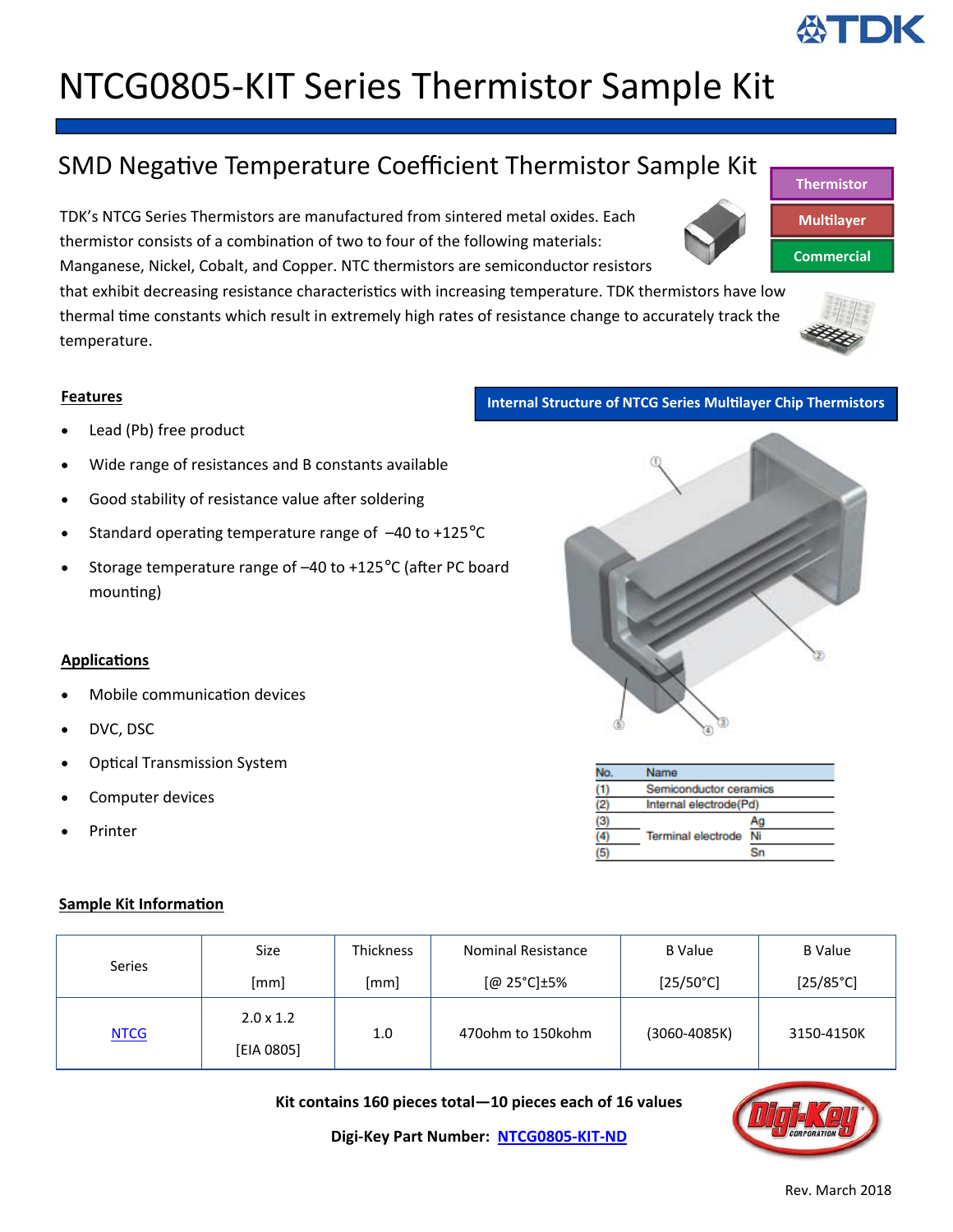# NTCG0805-KIT Series Thermistor Sample Kit

## SMD Negative Temperature Coefficient Thermistor Sample Kit

Thermistor

Multilayer

Commercial

TDK's NTCG Series Thermistors are manufactured from sintered metal oxides. Each thermistor consists of a combination of two to four of the following materials: Manganese, Nickel, Cobalt, and Copper. NTC thermistors are semiconductor resistors that exhibit decreasing resistance characteristics with increasing temperature. TDK thermistors have low thermal time constants which result in extremely high rates of resistance change to accurately track the temperature.

### Features

- Lead (Pb) free product
- Wide range of resistances and B constants available
- Good stability of resistance value after soldering
- Standard operating temperature range of –40 to +125°C
- Storage temperature range of –40 to +125°C (after PC board mounting)

### Applications

- Mobile communication devices
- DVC, DSC
- Optical Transmission System
- Computer devices
- Printer

**Internal Structure of NTCG Series Multilayer Chip Thermistors**

| No. | Name | |
|---|---|---|
| (1) | Semiconductor ceramics | |
| (2) | Internal electrode(Pd) | |
| (3) | | Ag |
| (4) | Terminal electrode | Ni |
| (5) | | Sn |

### Sample Kit Information

| Series | Size [mm] | Thickness [mm] | Nominal Resistance [@ 25°C]±5% | B Value [25/50°C] | B Value [25/85°C] |
|---|---|---|---|---|---|
| NTCG | 2.0 x 1.2 [EIA 0805] | 1.0 | 470ohm to 150kohm | (3060-4085K) | 3150-4150K |

**Kit contains 160 pieces total—10 pieces each of 16 values**

**Digi-Key Part Number: NTCG0805-KIT-ND**

Rev. March 2018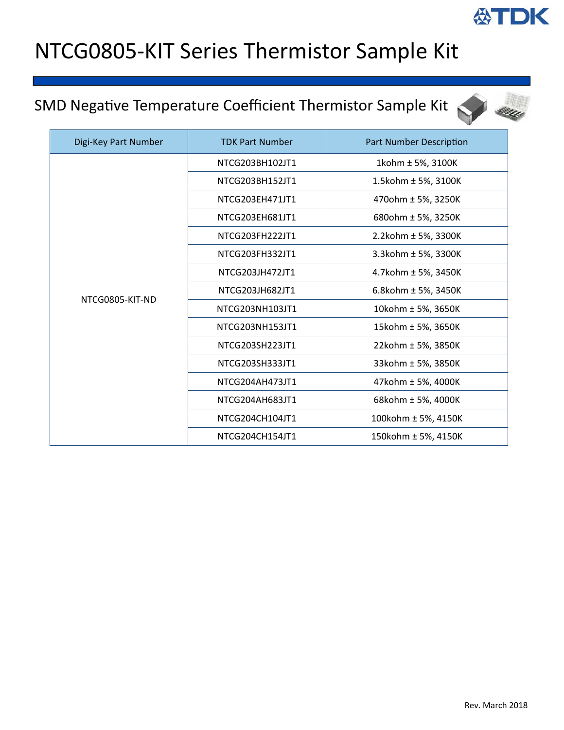# NTCG0805-KIT Series Thermistor Sample Kit

## SMD Negative Temperature Coefficient Thermistor Sample Kit

| Digi-Key Part Number | TDK Part Number | Part Number Description |
|---|---|---|
| NTCG0805-KIT-ND | NTCG203BH102JT1 | 1kohm ± 5%, 3100K |
| | NTCG203BH152JT1 | 1.5kohm ± 5%, 3100K |
| | NTCG203EH471JT1 | 470ohm ± 5%, 3250K |
| | NTCG203EH681JT1 | 680ohm ± 5%, 3250K |
| | NTCG203FH222JT1 | 2.2kohm ± 5%, 3300K |
| | NTCG203FH332JT1 | 3.3kohm ± 5%, 3300K |
| | NTCG203JH472JT1 | 4.7kohm ± 5%, 3450K |
| | NTCG203JH682JT1 | 6.8kohm ± 5%, 3450K |
| | NTCG203NH103JT1 | 10kohm ± 5%, 3650K |
| | NTCG203NH153JT1 | 15kohm ± 5%, 3650K |
| | NTCG203SH223JT1 | 22kohm ± 5%, 3850K |
| | NTCG203SH333JT1 | 33kohm ± 5%, 3850K |
| | NTCG204AH473JT1 | 47kohm ± 5%, 4000K |
| | NTCG204AH683JT1 | 68kohm ± 5%, 4000K |
| | NTCG204CH104JT1 | 100kohm ± 5%, 4150K |
| | NTCG204CH154JT1 | 150kohm ± 5%, 4150K |

Rev. March 2018